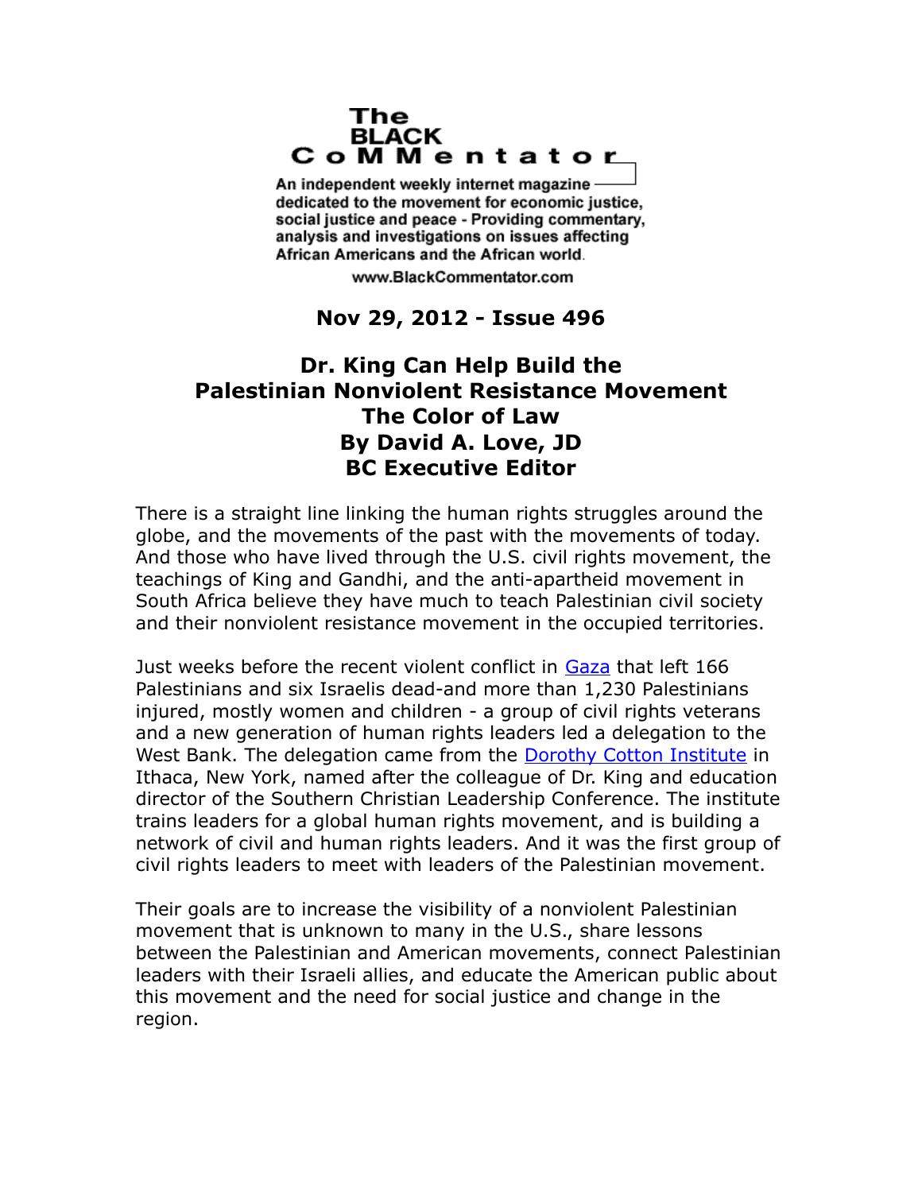The BLACK CoMMentator

An independent weekly internet magazine dedicated to the movement for economic justice, social justice and peace - Providing commentary, analysis and investigations on issues affecting African Americans and the African world.

www.BlackCommentator.com

**Nov 29, 2012 - Issue 496**

# Dr. King Can Help Build the Palestinian Nonviolent Resistance Movement

## The Color of Law

**By David A. Love, JD**

**BC Executive Editor**

There is a straight line linking the human rights struggles around the globe, and the movements of the past with the movements of today. And those who have lived through the U.S. civil rights movement, the teachings of King and Gandhi, and the anti-apartheid movement in South Africa believe they have much to teach Palestinian civil society and their nonviolent resistance movement in the occupied territories.

Just weeks before the recent violent conflict in Gaza that left 166 Palestinians and six Israelis dead-and more than 1,230 Palestinians injured, mostly women and children - a group of civil rights veterans and a new generation of human rights leaders led a delegation to the West Bank. The delegation came from the Dorothy Cotton Institute in Ithaca, New York, named after the colleague of Dr. King and education director of the Southern Christian Leadership Conference. The institute trains leaders for a global human rights movement, and is building a network of civil and human rights leaders. And it was the first group of civil rights leaders to meet with leaders of the Palestinian movement.

Their goals are to increase the visibility of a nonviolent Palestinian movement that is unknown to many in the U.S., share lessons between the Palestinian and American movements, connect Palestinian leaders with their Israeli allies, and educate the American public about this movement and the need for social justice and change in the region.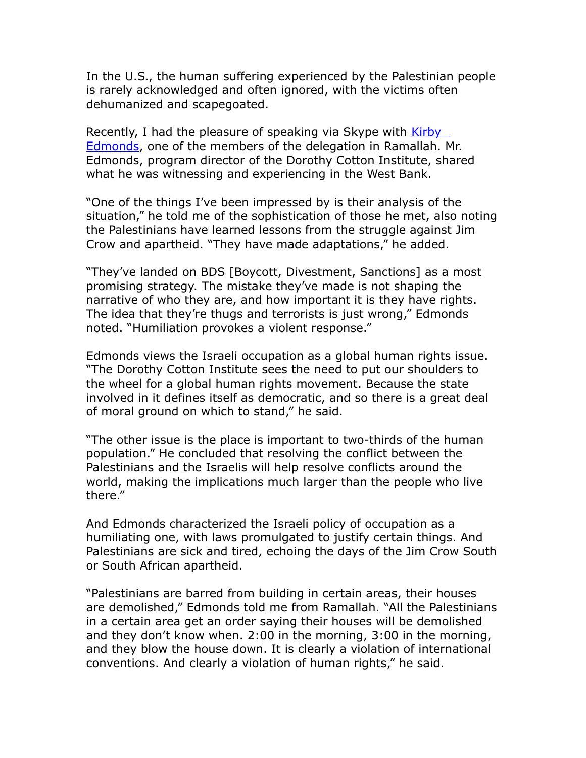In the U.S., the human suffering experienced by the Palestinian people is rarely acknowledged and often ignored, with the victims often dehumanized and scapegoated.

Recently, I had the pleasure of speaking via Skype with [Kirby Edmonds](), one of the members of the delegation in Ramallah. Mr. Edmonds, program director of the Dorothy Cotton Institute, shared what he was witnessing and experiencing in the West Bank.

"One of the things I've been impressed by is their analysis of the situation," he told me of the sophistication of those he met, also noting the Palestinians have learned lessons from the struggle against Jim Crow and apartheid. "They have made adaptations," he added.

"They've landed on BDS [Boycott, Divestment, Sanctions] as a most promising strategy. The mistake they've made is not shaping the narrative of who they are, and how important it is they have rights. The idea that they're thugs and terrorists is just wrong," Edmonds noted. "Humiliation provokes a violent response."

Edmonds views the Israeli occupation as a global human rights issue. "The Dorothy Cotton Institute sees the need to put our shoulders to the wheel for a global human rights movement. Because the state involved in it defines itself as democratic, and so there is a great deal of moral ground on which to stand," he said.

"The other issue is the place is important to two-thirds of the human population." He concluded that resolving the conflict between the Palestinians and the Israelis will help resolve conflicts around the world, making the implications much larger than the people who live there."

And Edmonds characterized the Israeli policy of occupation as a humiliating one, with laws promulgated to justify certain things. And Palestinians are sick and tired, echoing the days of the Jim Crow South or South African apartheid.

"Palestinians are barred from building in certain areas, their houses are demolished," Edmonds told me from Ramallah. "All the Palestinians in a certain area get an order saying their houses will be demolished and they don't know when. 2:00 in the morning, 3:00 in the morning, and they blow the house down. It is clearly a violation of international conventions. And clearly a violation of human rights," he said.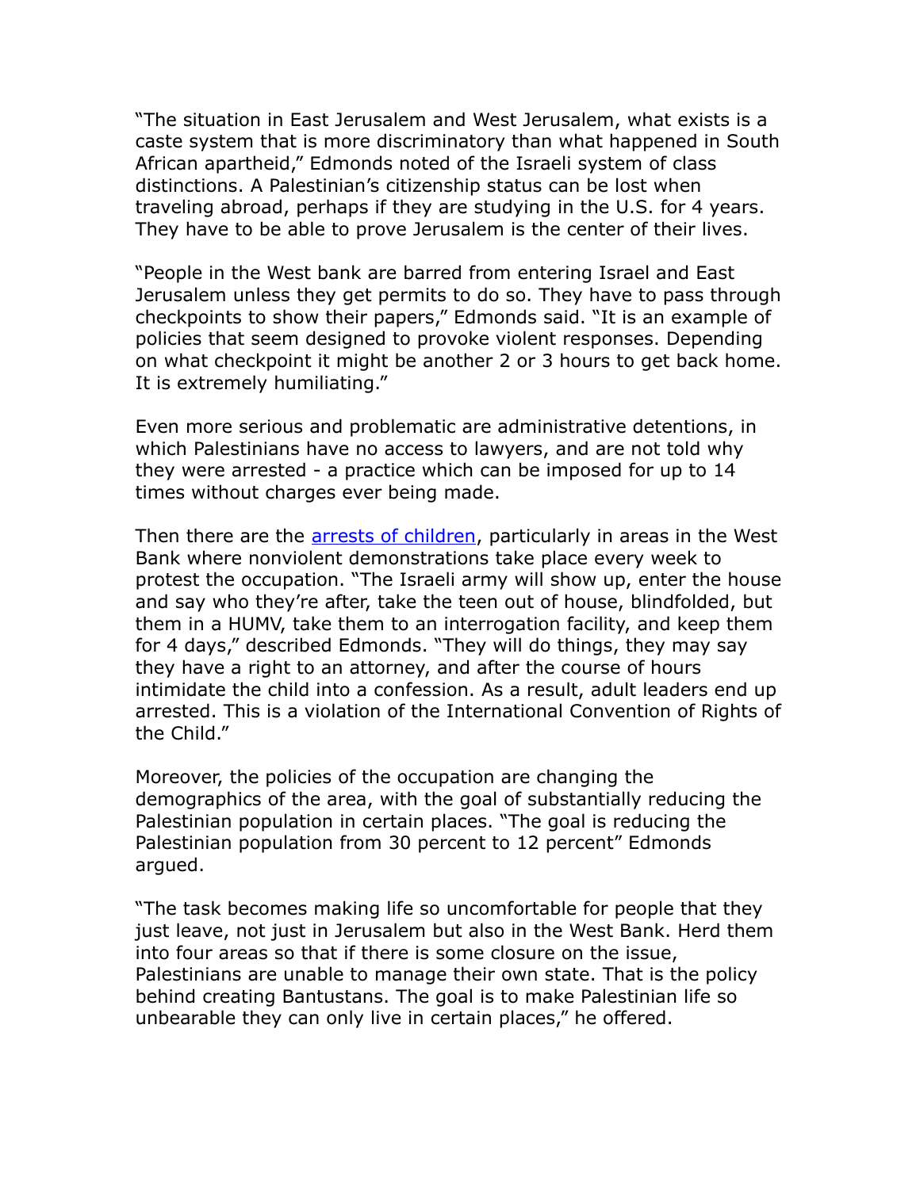"The situation in East Jerusalem and West Jerusalem, what exists is a caste system that is more discriminatory than what happened in South African apartheid," Edmonds noted of the Israeli system of class distinctions. A Palestinian's citizenship status can be lost when traveling abroad, perhaps if they are studying in the U.S. for 4 years. They have to be able to prove Jerusalem is the center of their lives.

"People in the West bank are barred from entering Israel and East Jerusalem unless they get permits to do so. They have to pass through checkpoints to show their papers," Edmonds said. "It is an example of policies that seem designed to provoke violent responses. Depending on what checkpoint it might be another 2 or 3 hours to get back home. It is extremely humiliating."

Even more serious and problematic are administrative detentions, in which Palestinians have no access to lawyers, and are not told why they were arrested - a practice which can be imposed for up to 14 times without charges ever being made.

Then there are the arrests of children, particularly in areas in the West Bank where nonviolent demonstrations take place every week to protest the occupation. "The Israeli army will show up, enter the house and say who they're after, take the teen out of house, blindfolded, but them in a HUMV, take them to an interrogation facility, and keep them for 4 days," described Edmonds. "They will do things, they may say they have a right to an attorney, and after the course of hours intimidate the child into a confession. As a result, adult leaders end up arrested. This is a violation of the International Convention of Rights of the Child."

Moreover, the policies of the occupation are changing the demographics of the area, with the goal of substantially reducing the Palestinian population in certain places. "The goal is reducing the Palestinian population from 30 percent to 12 percent" Edmonds argued.

"The task becomes making life so uncomfortable for people that they just leave, not just in Jerusalem but also in the West Bank. Herd them into four areas so that if there is some closure on the issue, Palestinians are unable to manage their own state. That is the policy behind creating Bantustans. The goal is to make Palestinian life so unbearable they can only live in certain places," he offered.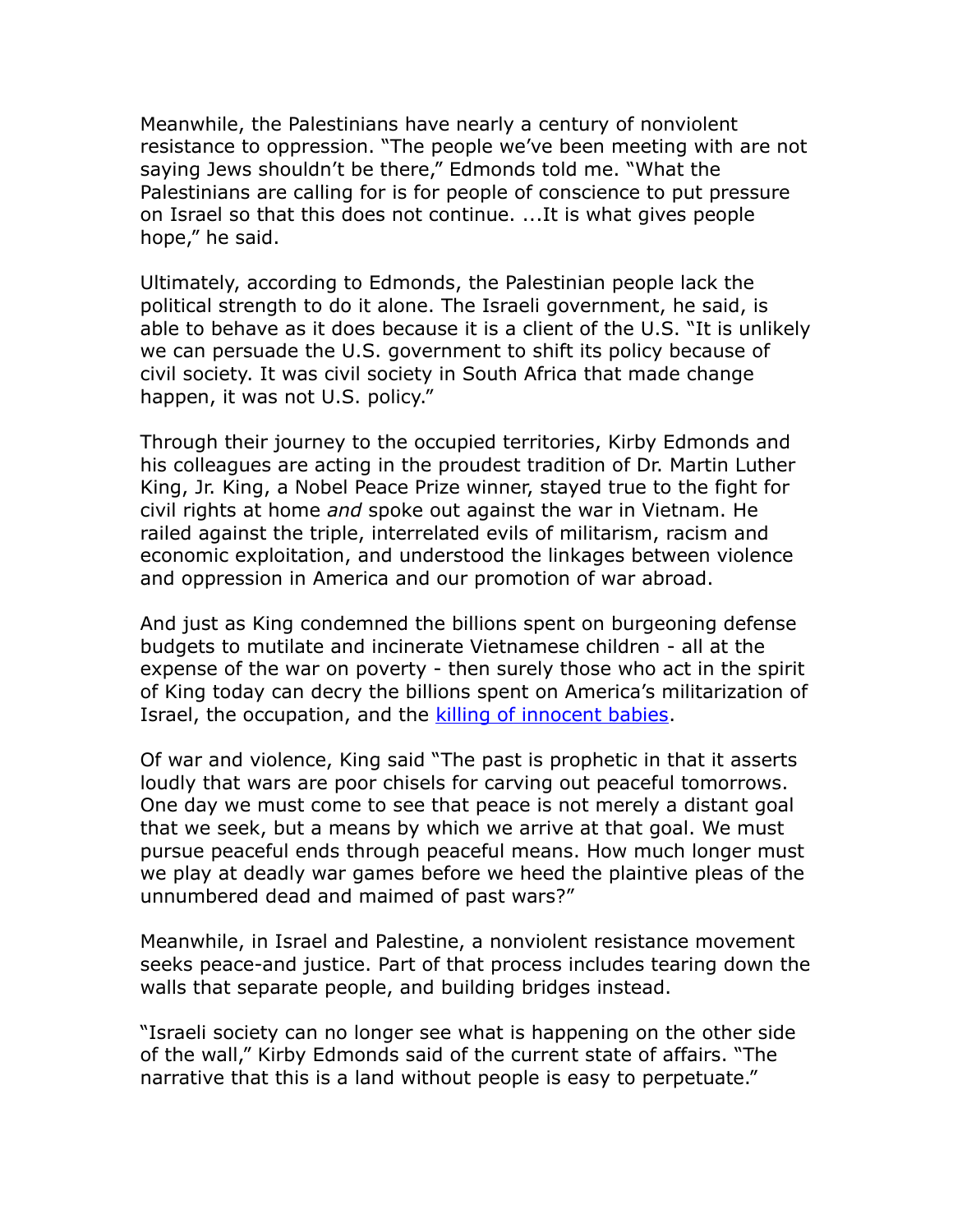Meanwhile, the Palestinians have nearly a century of nonviolent resistance to oppression. "The people we've been meeting with are not saying Jews shouldn't be there," Edmonds told me. "What the Palestinians are calling for is for people of conscience to put pressure on Israel so that this does not continue. ...It is what gives people hope," he said.

Ultimately, according to Edmonds, the Palestinian people lack the political strength to do it alone. The Israeli government, he said, is able to behave as it does because it is a client of the U.S. "It is unlikely we can persuade the U.S. government to shift its policy because of civil society. It was civil society in South Africa that made change happen, it was not U.S. policy."

Through their journey to the occupied territories, Kirby Edmonds and his colleagues are acting in the proudest tradition of Dr. Martin Luther King, Jr. King, a Nobel Peace Prize winner, stayed true to the fight for civil rights at home *and* spoke out against the war in Vietnam. He railed against the triple, interrelated evils of militarism, racism and economic exploitation, and understood the linkages between violence and oppression in America and our promotion of war abroad.

And just as King condemned the billions spent on burgeoning defense budgets to mutilate and incinerate Vietnamese children - all at the expense of the war on poverty - then surely those who act in the spirit of King today can decry the billions spent on America's militarization of Israel, the occupation, and the killing of innocent babies.

Of war and violence, King said "The past is prophetic in that it asserts loudly that wars are poor chisels for carving out peaceful tomorrows. One day we must come to see that peace is not merely a distant goal that we seek, but a means by which we arrive at that goal. We must pursue peaceful ends through peaceful means. How much longer must we play at deadly war games before we heed the plaintive pleas of the unnumbered dead and maimed of past wars?"

Meanwhile, in Israel and Palestine, a nonviolent resistance movement seeks peace-and justice. Part of that process includes tearing down the walls that separate people, and building bridges instead.

"Israeli society can no longer see what is happening on the other side of the wall," Kirby Edmonds said of the current state of affairs. "The narrative that this is a land without people is easy to perpetuate."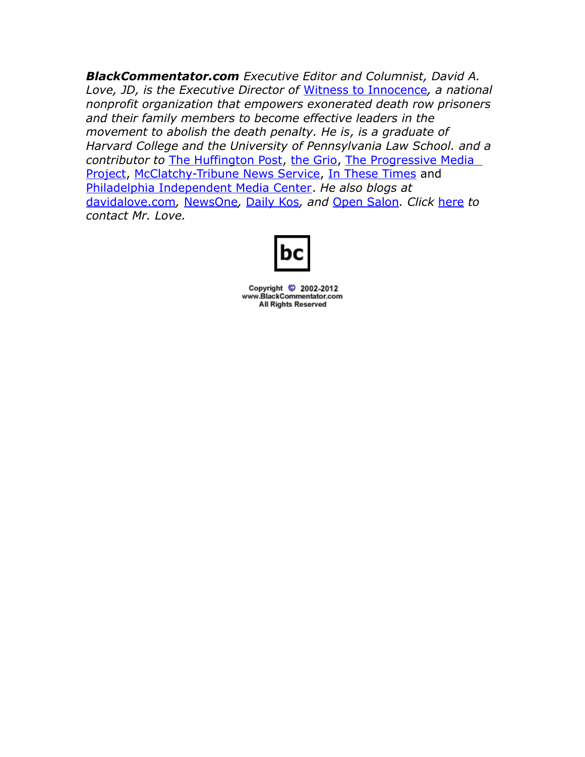***BlackCommentator.com** Executive Editor and Columnist, David A. Love, JD, is the Executive Director of* Witness to Innocence*, a national nonprofit organization that empowers exonerated death row prisoners and their family members to become effective leaders in the movement to abolish the death penalty. He is, is a graduate of Harvard College and the University of Pennsylvania Law School. and a contributor to* The Huffington Post, the Grio, The Progressive Media Project, McClatchy-Tribune News Service, In These Times and Philadelphia Independent Media Center*. He also blogs at* davidalove.com*,* NewsOne*,* Daily Kos*, and* Open Salon*. Click* here *to contact Mr. Love.*

bc

Copyright © 2002-2012
www.BlackCommentator.com
All Rights Reserved